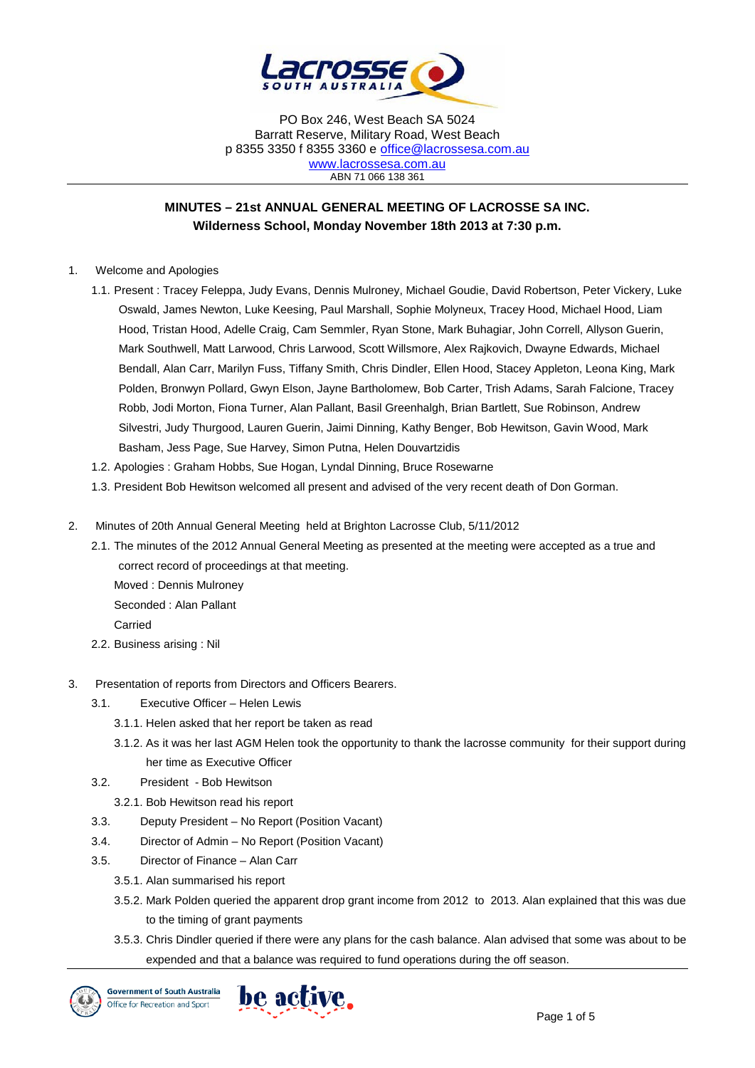PO Box 246, West Beach SA 5024
Barratt Reserve, Military Road, West Beach
p 8355 3350 f 8355 3360 e office@lacrossesa.com.au
www.lacrossesa.com.au
ABN 71 066 138 361

**MINUTES – 21st ANNUAL GENERAL MEETING OF LACROSSE SA INC.**
**Wilderness School, Monday November 18th 2013 at 7:30 p.m.**

1. Welcome and Apologies
    1.1. Present : Tracey Feleppa, Judy Evans, Dennis Mulroney, Michael Goudie, David Robertson, Peter Vickery, Luke Oswald, James Newton, Luke Keesing, Paul Marshall, Sophie Molyneux, Tracey Hood, Michael Hood, Liam Hood, Tristan Hood, Adelle Craig, Cam Semmler, Ryan Stone, Mark Buhagiar, John Correll, Allyson Guerin, Mark Southwell, Matt Larwood, Chris Larwood, Scott Willsmore, Alex Rajkovich, Dwayne Edwards, Michael Bendall, Alan Carr, Marilyn Fuss, Tiffany Smith, Chris Dindler, Ellen Hood, Stacey Appleton, Leona King, Mark Polden, Bronwyn Pollard, Gwyn Elson, Jayne Bartholomew, Bob Carter, Trish Adams, Sarah Falcione, Tracey Robb, Jodi Morton, Fiona Turner, Alan Pallant, Basil Greenhalgh, Brian Bartlett, Sue Robinson, Andrew Silvestri, Judy Thurgood, Lauren Guerin, Jaimi Dinning, Kathy Benger, Bob Hewitson, Gavin Wood, Mark Basham, Jess Page, Sue Harvey, Simon Putna, Helen Douvartzidis
    1.2. Apologies : Graham Hobbs, Sue Hogan, Lyndal Dinning, Bruce Rosewarne
    1.3. President Bob Hewitson welcomed all present and advised of the very recent death of Don Gorman.

2. Minutes of 20th Annual General Meeting held at Brighton Lacrosse Club, 5/11/2012
    2.1. The minutes of the 2012 Annual General Meeting as presented at the meeting were accepted as a true and correct record of proceedings at that meeting.
    Moved : Dennis Mulroney
    Seconded : Alan Pallant
    Carried
    2.2. Business arising : Nil

3. Presentation of reports from Directors and Officers Bearers.
    3.1. Executive Officer – Helen Lewis
        3.1.1. Helen asked that her report be taken as read
        3.1.2. As it was her last AGM Helen took the opportunity to thank the lacrosse community for their support during her time as Executive Officer
    3.2. President - Bob Hewitson
        3.2.1. Bob Hewitson read his report
    3.3. Deputy President – No Report (Position Vacant)
    3.4. Director of Admin – No Report (Position Vacant)
    3.5. Director of Finance – Alan Carr
        3.5.1. Alan summarised his report
        3.5.2. Mark Polden queried the apparent drop grant income from 2012 to 2013. Alan explained that this was due to the timing of grant payments
        3.5.3. Chris Dindler queried if there were any plans for the cash balance. Alan advised that some was about to be expended and that a balance was required to fund operations during the off season.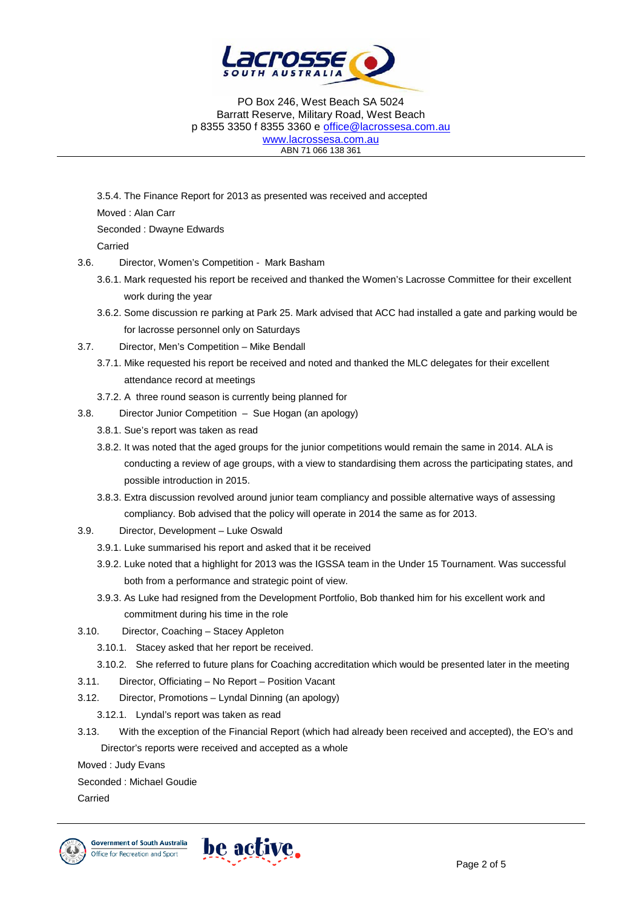3.5.4. The Finance Report for 2013 as presented was received and accepted

Moved : Alan Carr

Seconded : Dwayne Edwards

Carried

3.6. Director, Women's Competition - Mark Basham

- 3.6.1. Mark requested his report be received and thanked the Women's Lacrosse Committee for their excellent work during the year
- 3.6.2. Some discussion re parking at Park 25. Mark advised that ACC had installed a gate and parking would be for lacrosse personnel only on Saturdays

3.7. Director, Men's Competition – Mike Bendall

- 3.7.1. Mike requested his report be received and noted and thanked the MLC delegates for their excellent attendance record at meetings
- 3.7.2. A three round season is currently being planned for

3.8. Director Junior Competition – Sue Hogan (an apology)

- 3.8.1. Sue's report was taken as read
- 3.8.2. It was noted that the aged groups for the junior competitions would remain the same in 2014. ALA is conducting a review of age groups, with a view to standardising them across the participating states, and possible introduction in 2015.
- 3.8.3. Extra discussion revolved around junior team compliancy and possible alternative ways of assessing compliancy. Bob advised that the policy will operate in 2014 the same as for 2013.

3.9. Director, Development – Luke Oswald

- 3.9.1. Luke summarised his report and asked that it be received
- 3.9.2. Luke noted that a highlight for 2013 was the IGSSA team in the Under 15 Tournament. Was successful both from a performance and strategic point of view.
- 3.9.3. As Luke had resigned from the Development Portfolio, Bob thanked him for his excellent work and commitment during his time in the role

3.10. Director, Coaching – Stacey Appleton

- 3.10.1. Stacey asked that her report be received.
- 3.10.2. She referred to future plans for Coaching accreditation which would be presented later in the meeting

3.11. Director, Officiating – No Report – Position Vacant

3.12. Director, Promotions – Lyndal Dinning (an apology)

- 3.12.1. Lyndal's report was taken as read

3.13. With the exception of the Financial Report (which had already been received and accepted), the EO's and Director's reports were received and accepted as a whole

Moved : Judy Evans

Seconded : Michael Goudie

Carried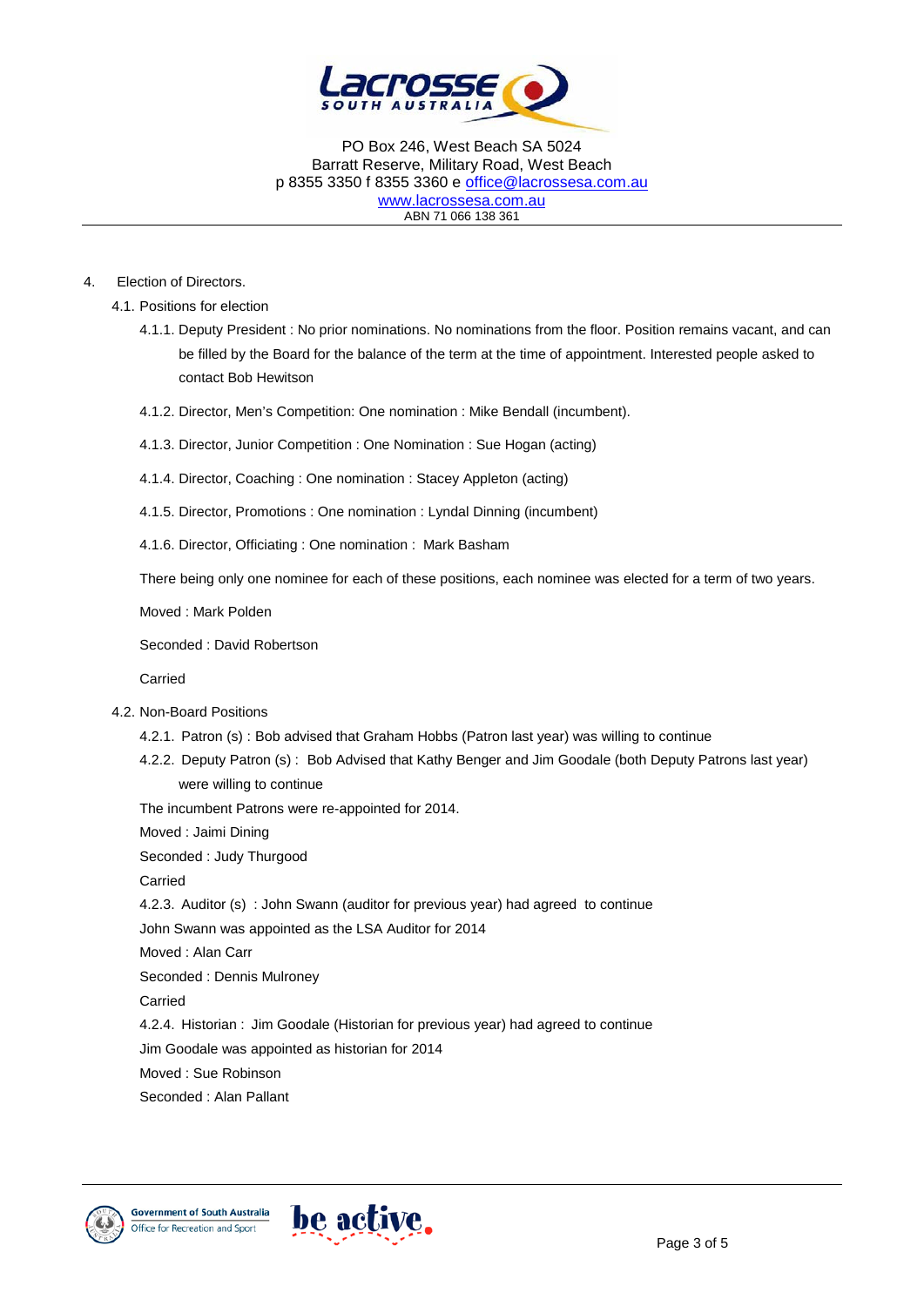PO Box 246, West Beach SA 5024
Barratt Reserve, Military Road, West Beach
p 8355 3350 f 8355 3360 e office@lacrossesa.com.au
www.lacrossesa.com.au
ABN 71 066 138 361

4. Election of Directors.

4.1. Positions for election

4.1.1. Deputy President : No prior nominations. No nominations from the floor. Position remains vacant, and can be filled by the Board for the balance of the term at the time of appointment. Interested people asked to contact Bob Hewitson

4.1.2. Director, Men's Competition: One nomination : Mike Bendall (incumbent).

4.1.3. Director, Junior Competition : One Nomination : Sue Hogan (acting)

4.1.4. Director, Coaching : One nomination : Stacey Appleton (acting)

4.1.5. Director, Promotions : One nomination : Lyndal Dinning (incumbent)

4.1.6. Director, Officiating : One nomination : Mark Basham

There being only one nominee for each of these positions, each nominee was elected for a term of two years.

Moved : Mark Polden

Seconded : David Robertson

Carried

4.2. Non-Board Positions

4.2.1. Patron (s) : Bob advised that Graham Hobbs (Patron last year) was willing to continue

4.2.2. Deputy Patron (s) : Bob Advised that Kathy Benger and Jim Goodale (both Deputy Patrons last year) were willing to continue

The incumbent Patrons were re-appointed for 2014.

Moved : Jaimi Dining

Seconded : Judy Thurgood

Carried

4.2.3. Auditor (s) : John Swann (auditor for previous year) had agreed to continue

John Swann was appointed as the LSA Auditor for 2014

Moved : Alan Carr

Seconded : Dennis Mulroney

Carried

4.2.4. Historian : Jim Goodale (Historian for previous year) had agreed to continue

Jim Goodale was appointed as historian for 2014

Moved : Sue Robinson

Seconded : Alan Pallant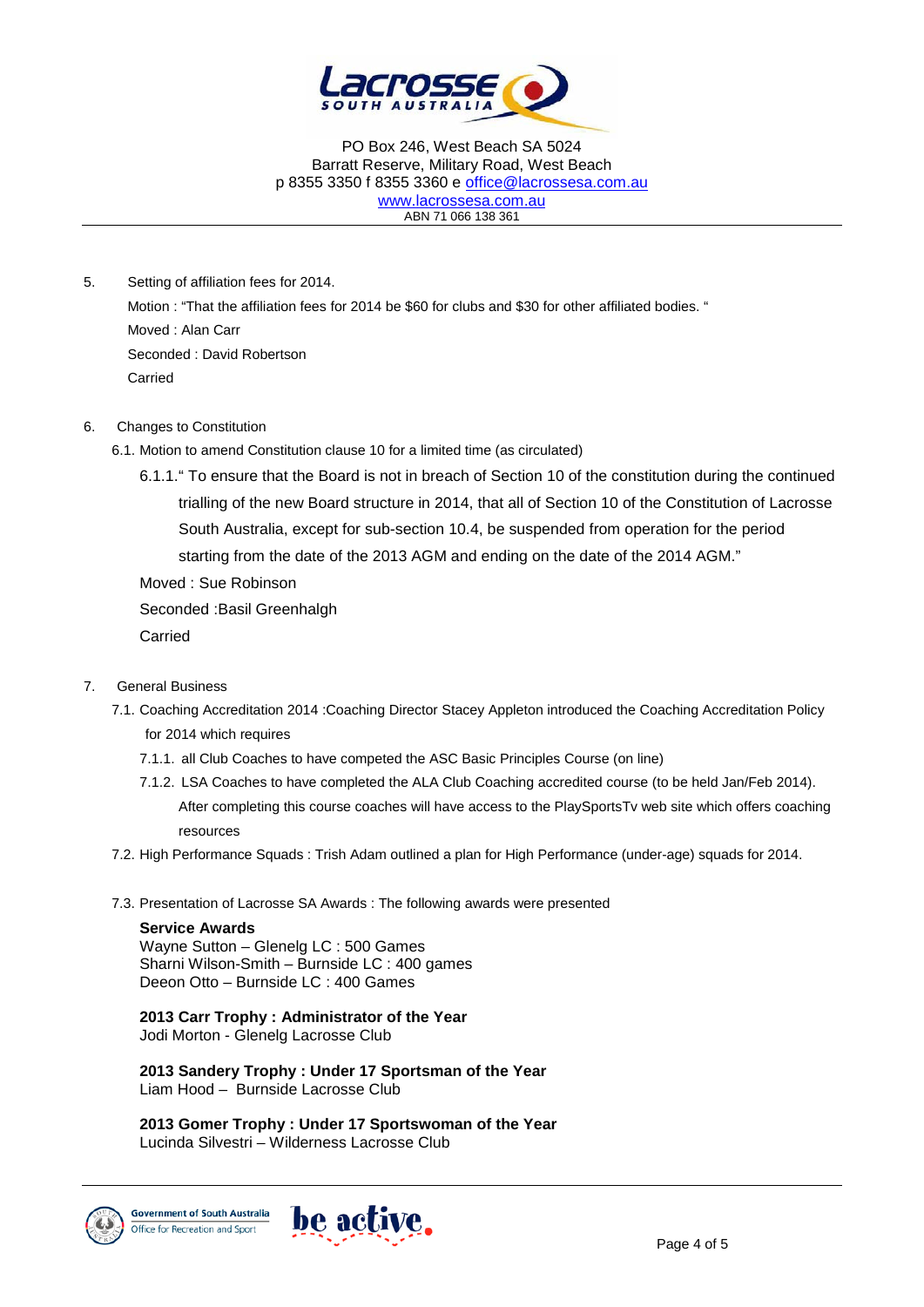PO Box 246, West Beach SA 5024
Barratt Reserve, Military Road, West Beach
p 8355 3350 f 8355 3360 e office@lacrossesa.com.au
www.lacrossesa.com.au
ABN 71 066 138 361

5. Setting of affiliation fees for 2014.

   Motion : "That the affiliation fees for 2014 be $60 for clubs and $30 for other affiliated bodies. "

   Moved : Alan Carr

   Seconded : David Robertson

   Carried

6. Changes to Constitution

   6.1. Motion to amend Constitution clause 10 for a limited time (as circulated)

   6.1.1." To ensure that the Board is not in breach of Section 10 of the constitution during the continued trialling of the new Board structure in 2014, that all of Section 10 of the Constitution of Lacrosse South Australia, except for sub-section 10.4, be suspended from operation for the period starting from the date of the 2013 AGM and ending on the date of the 2014 AGM."

   Moved : Sue Robinson

   Seconded :Basil Greenhalgh

   Carried

7. General Business

   7.1. Coaching Accreditation 2014 :Coaching Director Stacey Appleton introduced the Coaching Accreditation Policy for 2014 which requires

   7.1.1. all Club Coaches to have competed the ASC Basic Principles Course (on line)

   7.1.2. LSA Coaches to have completed the ALA Club Coaching accredited course (to be held Jan/Feb 2014). After completing this course coaches will have access to the PlaySportsTv web site which offers coaching resources

   7.2. High Performance Squads : Trish Adam outlined a plan for High Performance (under-age) squads for 2014.

   7.3. Presentation of Lacrosse SA Awards : The following awards were presented

   **Service Awards**
   Wayne Sutton – Glenelg LC : 500 Games
   Sharni Wilson-Smith – Burnside LC : 400 games
   Deeon Otto – Burnside LC : 400 Games

   **2013 Carr Trophy : Administrator of the Year**
   Jodi Morton - Glenelg Lacrosse Club

   **2013 Sandery Trophy : Under 17 Sportsman of the Year**
   Liam Hood – Burnside Lacrosse Club

   **2013 Gomer Trophy : Under 17 Sportswoman of the Year**
   Lucinda Silvestri – Wilderness Lacrosse Club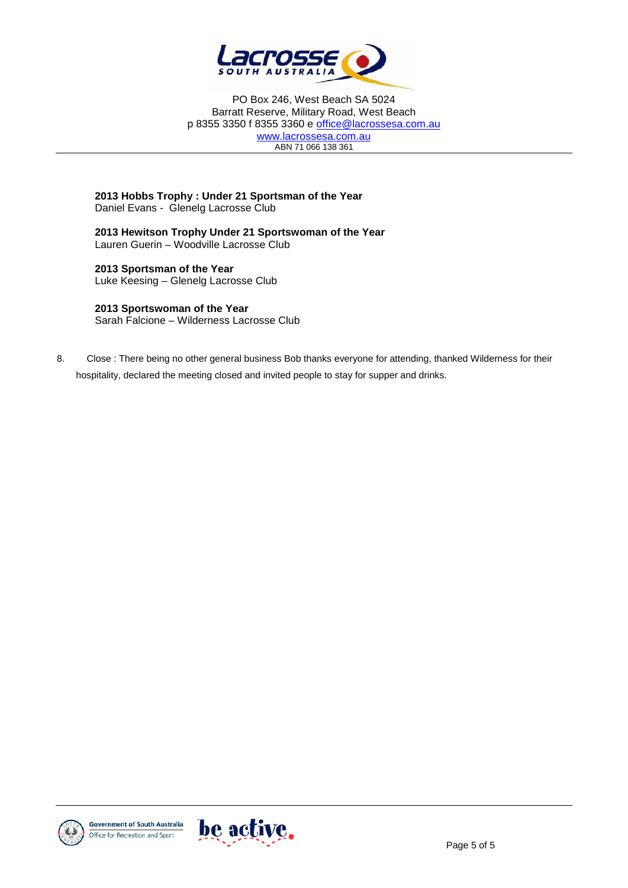PO Box 246, West Beach SA 5024
Barratt Reserve, Military Road, West Beach
p 8355 3350 f 8355 3360 e office@lacrossesa.com.au
www.lacrossesa.com.au
ABN 71 066 138 361

**2013 Hobbs Trophy : Under 21 Sportsman of the Year**
Daniel Evans - Glenelg Lacrosse Club

**2013 Hewitson Trophy Under 21 Sportswoman of the Year**
Lauren Guerin – Woodville Lacrosse Club

**2013 Sportsman of the Year**
Luke Keesing – Glenelg Lacrosse Club

**2013 Sportswoman of the Year**
Sarah Falcione – Wilderness Lacrosse Club

8. Close : There being no other general business Bob thanks everyone for attending, thanked Wilderness for their hospitality, declared the meeting closed and invited people to stay for supper and drinks.